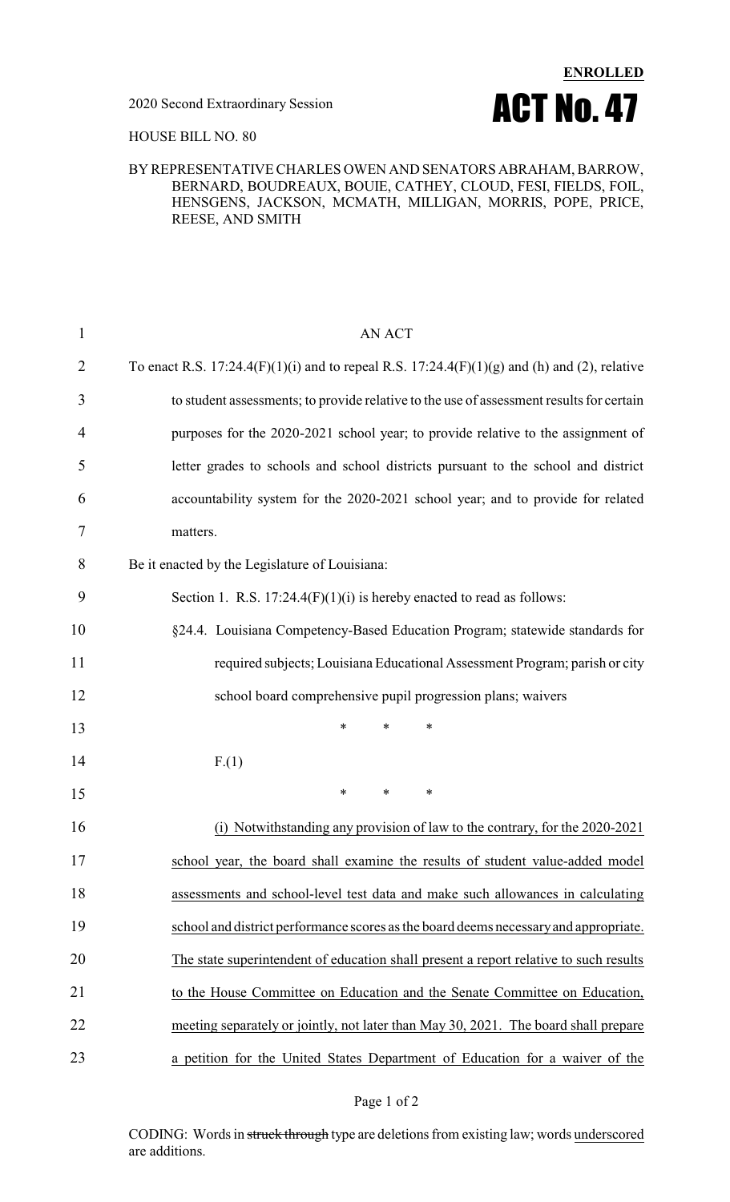**ENROLLED**

2020 Second Extraordinary Session

# ACT No. 47

HOUSE BILL NO. 80

BY REPRESENTATIVE CHARLES OWEN AND SENATORS ABRAHAM, BARROW, BERNARD, BOUDREAUX, BOUIE, CATHEY, CLOUD, FESI, FIELDS, FOIL, HENSGENS, JACKSON, MCMATH, MILLIGAN, MORRIS, POPE, PRICE, REESE, AND SMITH

AN ACT

To enact R.S. 17:24.4(F)(1)(i) and to repeal R.S. 17:24.4(F)(1)(g) and (h) and (2), relative to student assessments; to provide relative to the use of assessment results for certain purposes for the 2020-2021 school year; to provide relative to the assignment of letter grades to schools and school districts pursuant to the school and district accountability system for the 2020-2021 school year; and to provide for related matters.

Be it enacted by the Legislature of Louisiana:

Section 1. R.S. 17:24.4(F)(1)(i) is hereby enacted to read as follows:

§24.4. Louisiana Competency-Based Education Program; statewide standards for required subjects; Louisiana Educational Assessment Program; parish or city school board comprehensive pupil progression plans; waivers

\* \* \*

F.(1)

\* \* \*

<u>(i) Notwithstanding any provision of law to the contrary, for the 2020-2021 school year, the board shall examine the results of student value-added model assessments and school-level test data and make such allowances in calculating school and district performance scores as the board deems necessary and appropriate. The state superintendent of education shall present a report relative to such results to the House Committee on Education and the Senate Committee on Education, meeting separately or jointly, not later than May 30, 2021. The board shall prepare a petition for the United States Department of Education for a waiver of the</u>

CODING: Words in ~~struck through~~ type are deletions from existing law; words <u>underscored</u> are additions.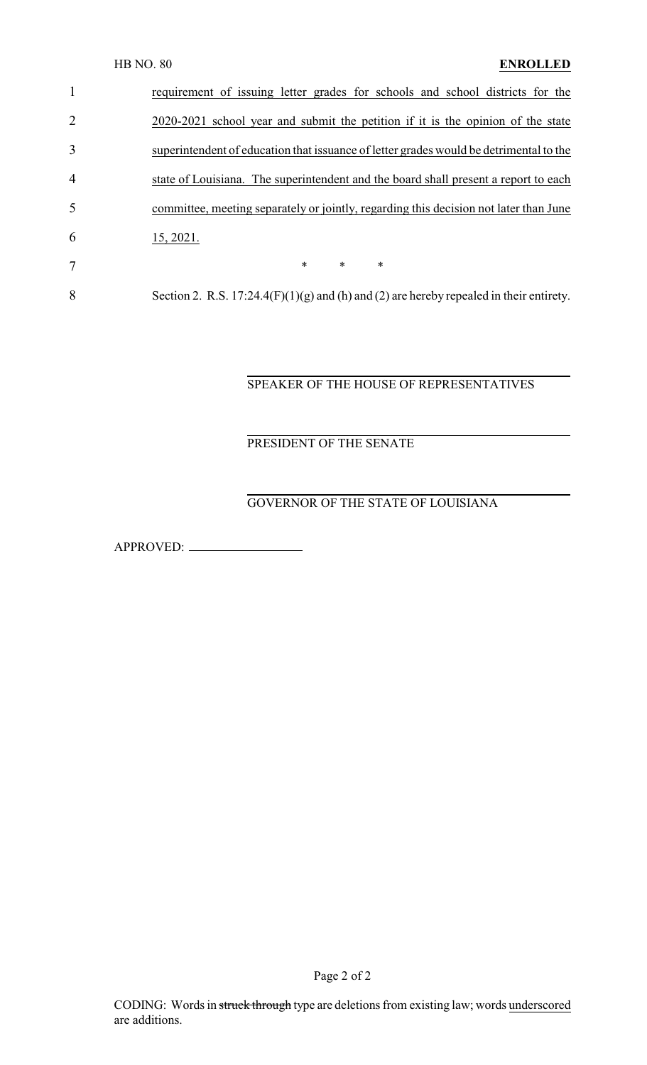requirement of issuing letter grades for schools and school districts for the 2020-2021 school year and submit the petition if it is the opinion of the state superintendent of education that issuance of letter grades would be detrimental to the state of Louisiana. The superintendent and the board shall present a report to each committee, meeting separately or jointly, regarding this decision not later than June 15, 2021.

\* \* \*

Section 2. R.S. 17:24.4(F)(1)(g) and (h) and (2) are hereby repealed in their entirety.

SPEAKER OF THE HOUSE OF REPRESENTATIVES

PRESIDENT OF THE SENATE

GOVERNOR OF THE STATE OF LOUISIANA

APPROVED: \_\_\_\_\_\_\_\_\_\_\_\_\_\_\_\_\_\_

CODING: Words in ~~struck through~~ type are deletions from existing law; words underscored are additions.